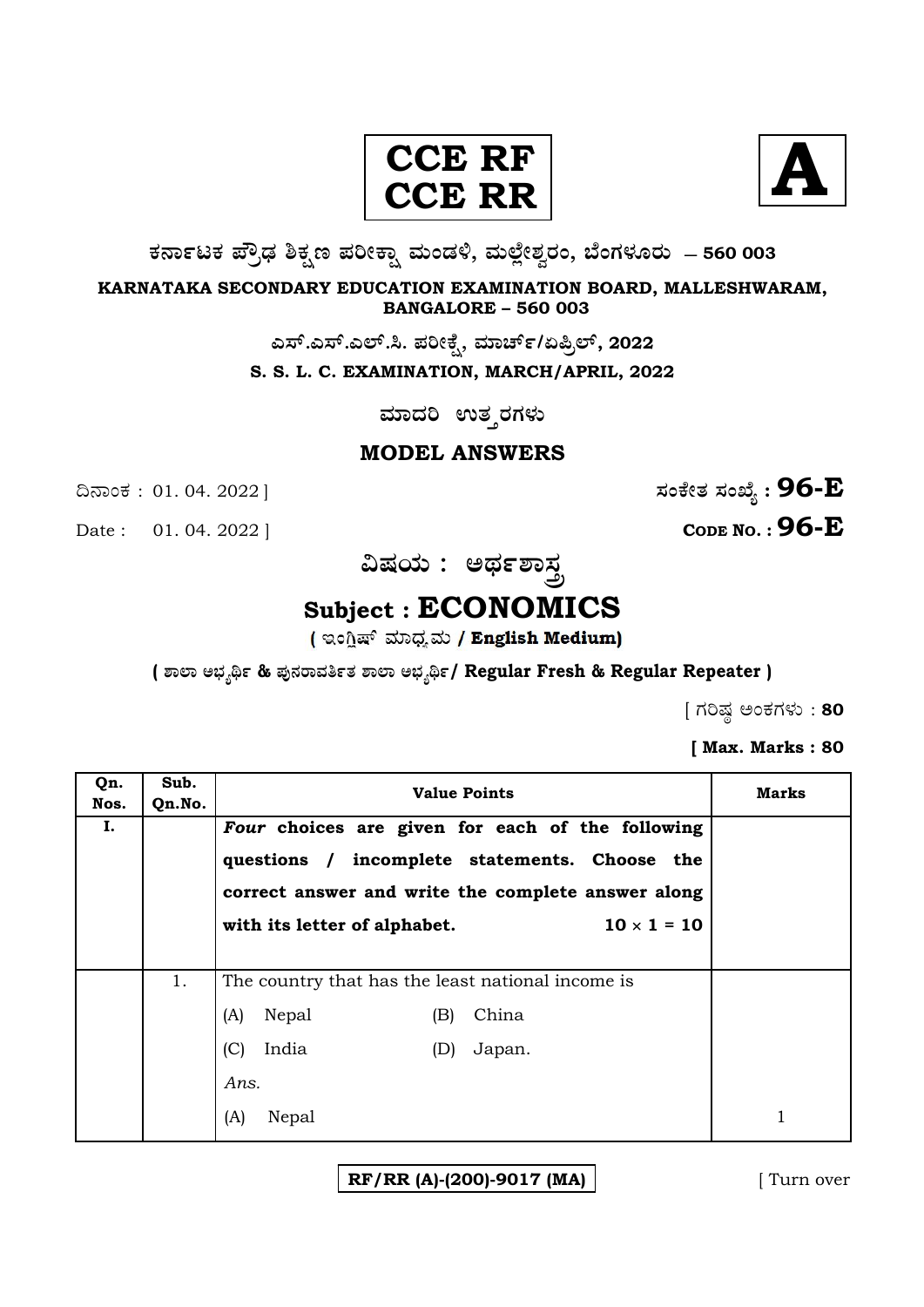**CCE RF**
**CCE RR**

**A**

**ಕರ್ನಾಟಕ ಪ್ರೌಢ ಶಿಕ್ಷಣ ಪರೀಕ್ಷಾ ಮಂಡಳಿ, ಮಲ್ಲೇಶ್ವರಂ, ಬೆಂಗಳೂರು – 560 003**

**KARNATAKA SECONDARY EDUCATION EXAMINATION BOARD, MALLESHWARAM, BANGALORE – 560 003**

**ಎಸ್.ಎಸ್.ಎಲ್.ಸಿ. ಪರೀಕ್ಷೆ, ಮಾರ್ಚ್/ಏಪ್ರಿಲ್, 2022**

**S. S. L. C. EXAMINATION, MARCH/APRIL, 2022**

**ಮಾದರಿ ಉತ್ತರಗಳು**

**MODEL ANSWERS**

ದಿನಾಂಕ : 01. 04. 2022 ] **ಸಂಕೇತ ಸಂಖ್ಯೆ : 96-E**

Date : 01. 04. 2022 ] **CODE NO. : 96-E**

**ವಿಷಯ : ಅರ್ಥಶಾಸ್ತ್ರ**

# Subject : ECONOMICS

**( ಇಂಗ್ಲಿಷ್ ಮಾಧ್ಯಮ / English Medium)**

**( ಶಾಲಾ ಅಭ್ಯರ್ಥಿ & ಪುನರಾವರ್ತಿತ ಶಾಲಾ ಅಭ್ಯರ್ಥಿ/ Regular Fresh & Regular Repeater )**

[ ಗರಿಷ್ಠ ಅಂಕಗಳು : **80**

**[ Max. Marks : 80**

| Qn. Nos. | Sub. Qn.No. | Value Points | Marks |
|---|---|---|---|
| **I.** | | ***Four* choices are given for each of the following questions / incomplete statements. Choose the correct answer and write the complete answer along with its letter of alphabet. 10 × 1 = 10** | |
| | 1. | The country that has the least national income is<br>(A) Nepal (B) China<br>(C) India (D) Japan.<br>*Ans.*<br>(A) Nepal | 1 |

**RF/RR (A)-(200)-9017 (MA)**

[ Turn over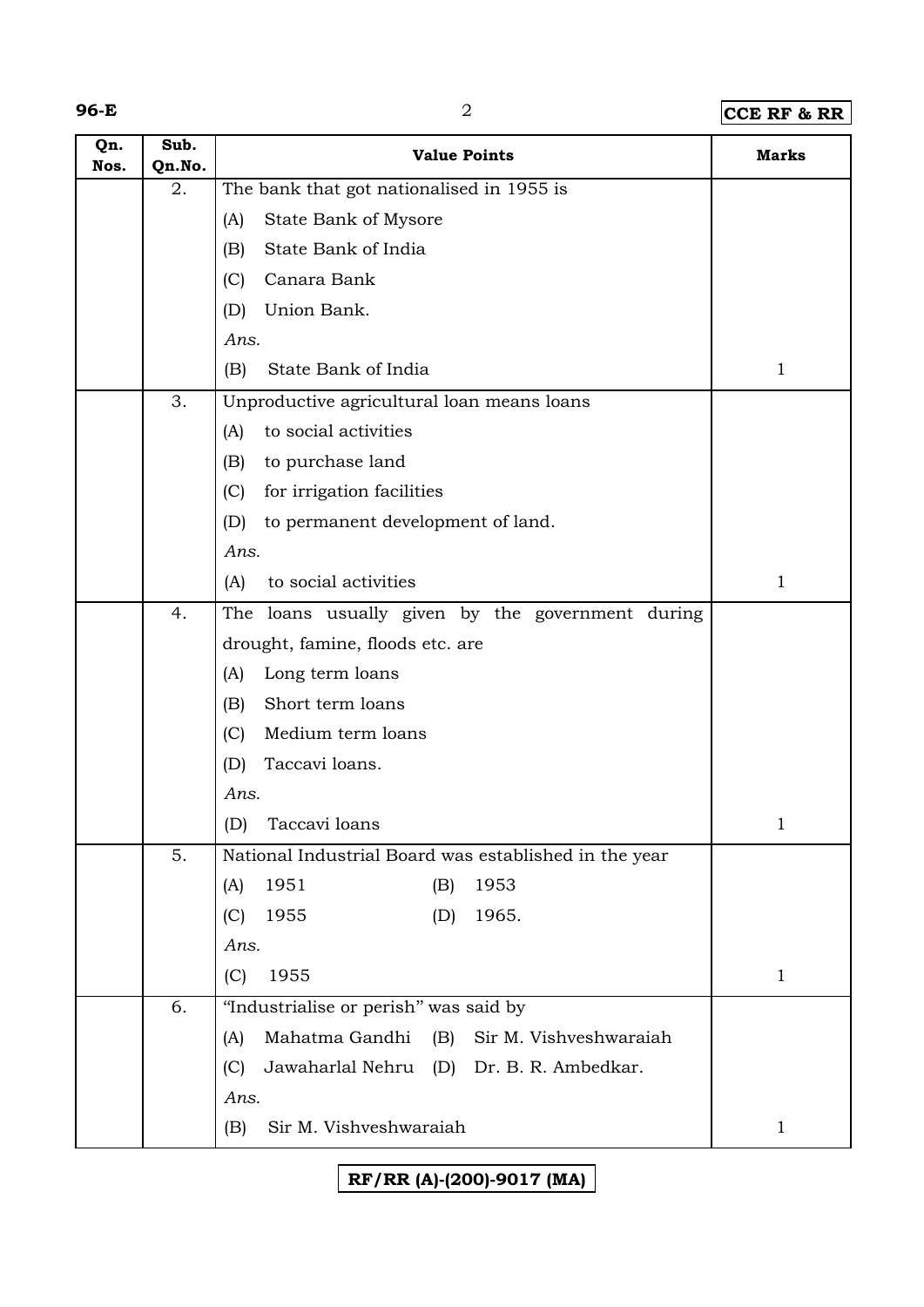| Qn. Nos. | Sub. Qn.No. | Value Points | Marks |
|---|---|---|---|
| | 2. | The bank that got nationalised in 1955 is<br>(A) State Bank of Mysore<br>(B) State Bank of India<br>(C) Canara Bank<br>(D) Union Bank.<br>*Ans.*<br>(B) State Bank of India | 1 |
| | 3. | Unproductive agricultural loan means loans<br>(A) to social activities<br>(B) to purchase land<br>(C) for irrigation facilities<br>(D) to permanent development of land.<br>*Ans.*<br>(A) to social activities | 1 |
| | 4. | The loans usually given by the government during drought, famine, floods etc. are<br>(A) Long term loans<br>(B) Short term loans<br>(C) Medium term loans<br>(D) Taccavi loans.<br>*Ans.*<br>(D) Taccavi loans | 1 |
| | 5. | National Industrial Board was established in the year<br>(A) 1951 (B) 1953<br>(C) 1955 (D) 1965.<br>*Ans.*<br>(C) 1955 | 1 |
| | 6. | "Industrialise or perish" was said by<br>(A) Mahatma Gandhi (B) Sir M. Vishveshwaraiah<br>(C) Jawaharlal Nehru (D) Dr. B. R. Ambedkar.<br>*Ans.*<br>(B) Sir M. Vishveshwaraiah | 1 |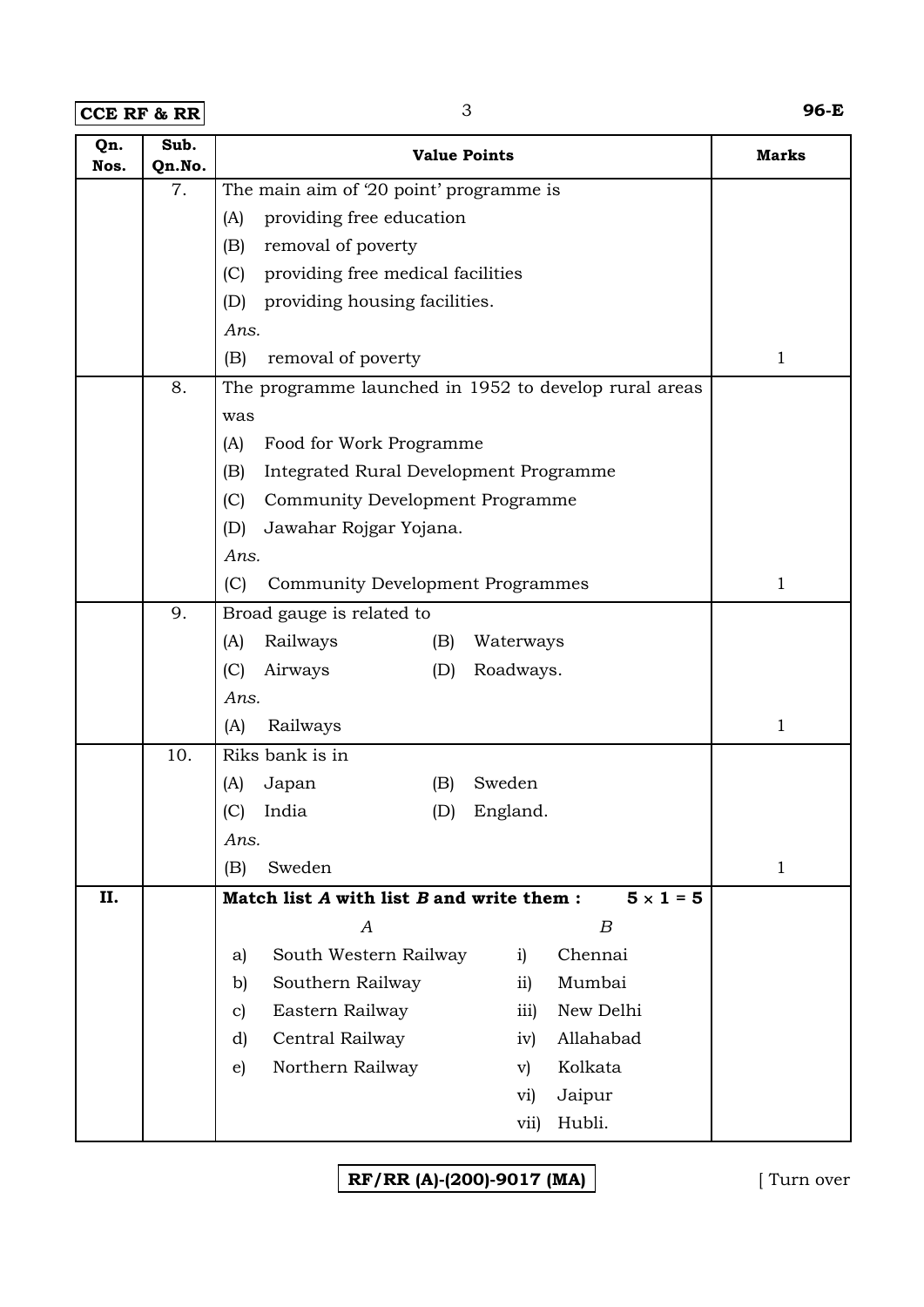| Qn. Nos. | Sub. Qn.No. | Value Points | Marks |
|---|---|---|---|
| | 7. | The main aim of '20 point' programme is<br>(A) providing free education<br>(B) removal of poverty<br>(C) providing free medical facilities<br>(D) providing housing facilities.<br>*Ans.*<br>(B) removal of poverty | 1 |
| | 8. | The programme launched in 1952 to develop rural areas was<br>(A) Food for Work Programme<br>(B) Integrated Rural Development Programme<br>(C) Community Development Programme<br>(D) Jawahar Rojgar Yojana.<br>*Ans.*<br>(C) Community Development Programmes | 1 |
| | 9. | Broad gauge is related to<br>(A) Railways (B) Waterways<br>(C) Airways (D) Roadways.<br>*Ans.*<br>(A) Railways | 1 |
| | 10. | Riks bank is in<br>(A) Japan (B) Sweden<br>(C) India (D) England.<br>*Ans.*<br>(B) Sweden | 1 |
| **II.** | | **Match list *A* with list *B* and write them :** $5 \times 1 = 5$ | |

| *A* | *B* |
|---|---|
| a) South Western Railway | i) Chennai |
| b) Southern Railway | ii) Mumbai |
| c) Eastern Railway | iii) New Delhi |
| d) Central Railway | iv) Allahabad |
| e) Northern Railway | v) Kolkata |
| | vi) Jaipur |
| | vii) Hubli. |

RF/RR (A)-(200)-9017 (MA)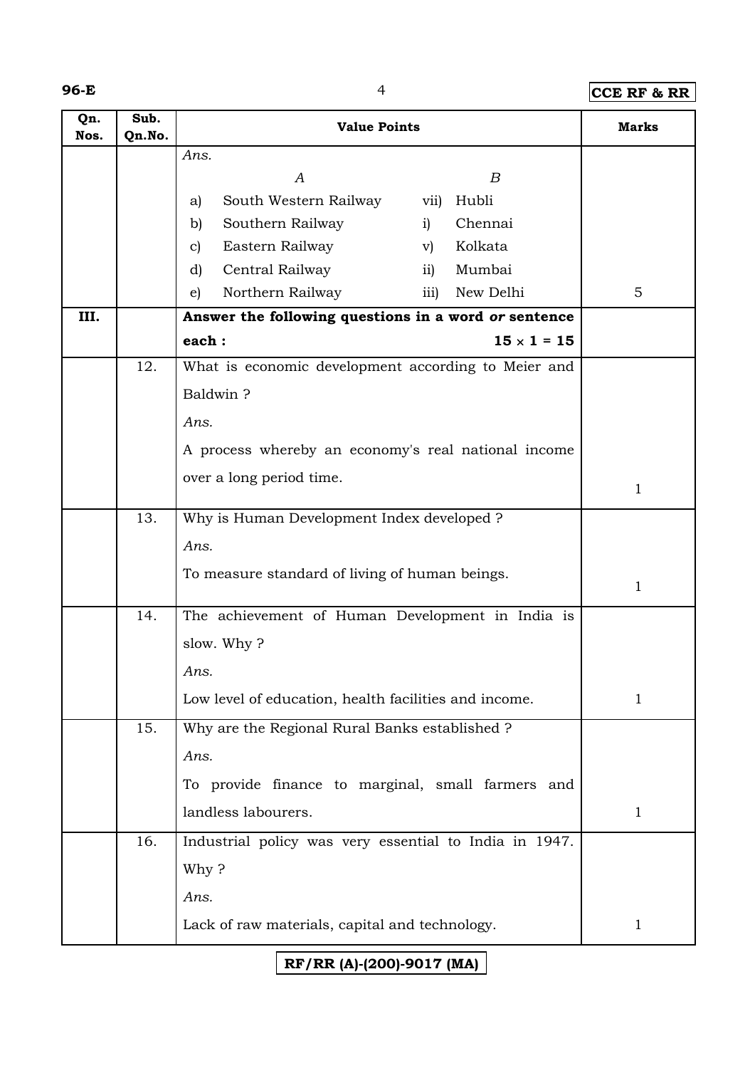| Qn. Nos. | Sub. Qn.No. | Value Points | Marks |
|---|---|---|---|
| | | *Ans.*<br>*A* — *B*<br>a) South Western Railway — vii) Hubli<br>b) Southern Railway — i) Chennai<br>c) Eastern Railway — v) Kolkata<br>d) Central Railway — ii) Mumbai<br>e) Northern Railway — iii) New Delhi | 5 |
| **III.** | | **Answer the following questions in a word *or* sentence each : 15 × 1 = 15** | |
| | 12. | What is economic development according to Meier and Baldwin ?<br>*Ans.*<br>A process whereby an economy's real national income over a long period time. | 1 |
| | 13. | Why is Human Development Index developed ?<br>*Ans.*<br>To measure standard of living of human beings. | 1 |
| | 14. | The achievement of Human Development in India is slow. Why ?<br>*Ans.*<br>Low level of education, health facilities and income. | 1 |
| | 15. | Why are the Regional Rural Banks established ?<br>*Ans.*<br>To provide finance to marginal, small farmers and landless labourers. | 1 |
| | 16. | Industrial policy was very essential to India in 1947. Why ?<br>*Ans.*<br>Lack of raw materials, capital and technology. | 1 |

RF/RR (A)-(200)-9017 (MA)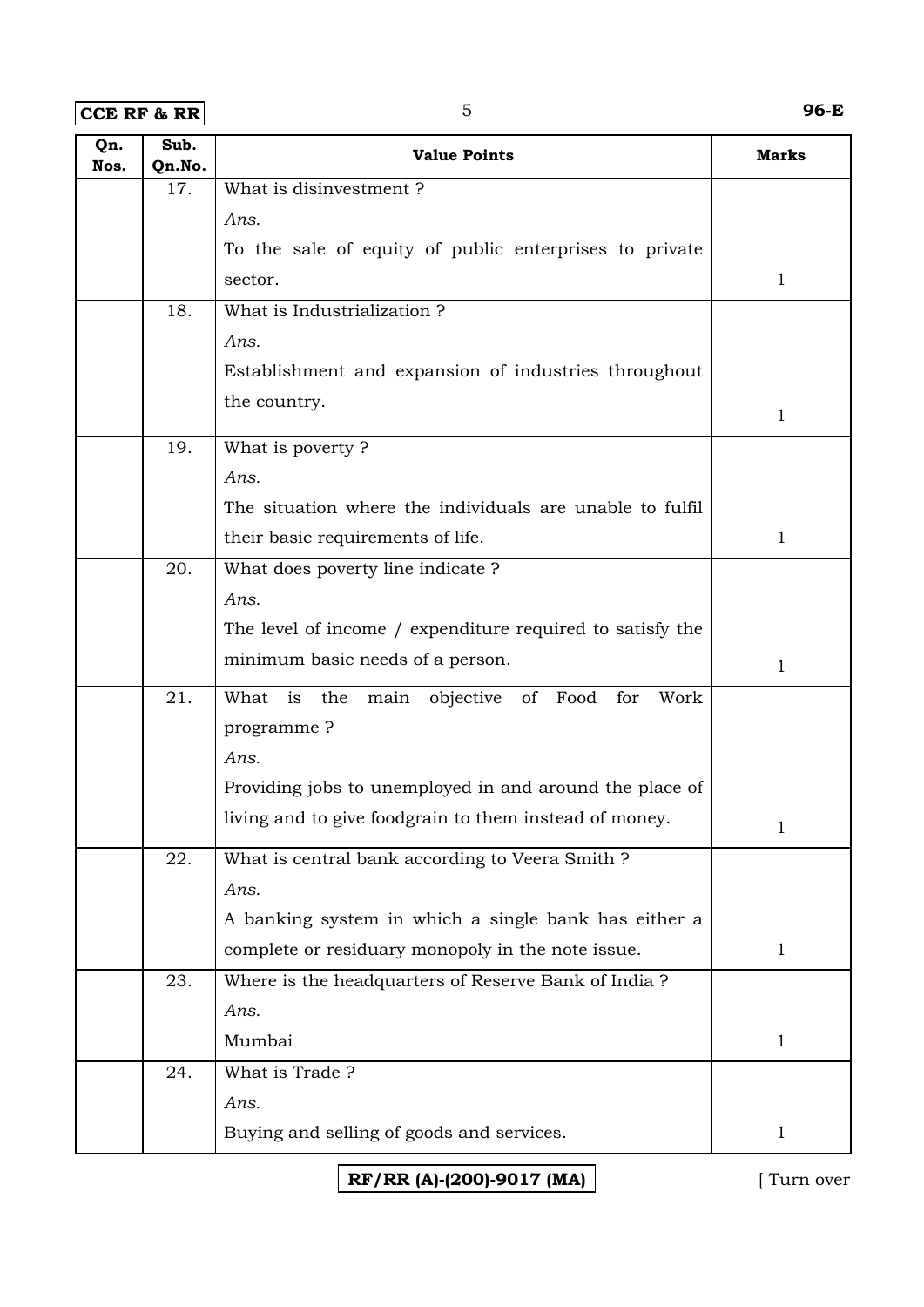| Qn. Nos. | Sub. Qn.No. | Value Points | Marks |
|---|---|---|---|
| | 17. | What is disinvestment ?<br>*Ans.*<br>To the sale of equity of public enterprises to private sector. | 1 |
| | 18. | What is Industrialization ?<br>*Ans.*<br>Establishment and expansion of industries throughout the country. | 1 |
| | 19. | What is poverty ?<br>*Ans.*<br>The situation where the individuals are unable to fulfil their basic requirements of life. | 1 |
| | 20. | What does poverty line indicate ?<br>*Ans.*<br>The level of income / expenditure required to satisfy the minimum basic needs of a person. | 1 |
| | 21. | What is the main objective of Food for Work programme ?<br>*Ans.*<br>Providing jobs to unemployed in and around the place of living and to give foodgrain to them instead of money. | 1 |
| | 22. | What is central bank according to Veera Smith ?<br>*Ans.*<br>A banking system in which a single bank has either a complete or residuary monopoly in the note issue. | 1 |
| | 23. | Where is the headquarters of Reserve Bank of India ?<br>*Ans.*<br>Mumbai | 1 |
| | 24. | What is Trade ?<br>*Ans.*<br>Buying and selling of goods and services. | 1 |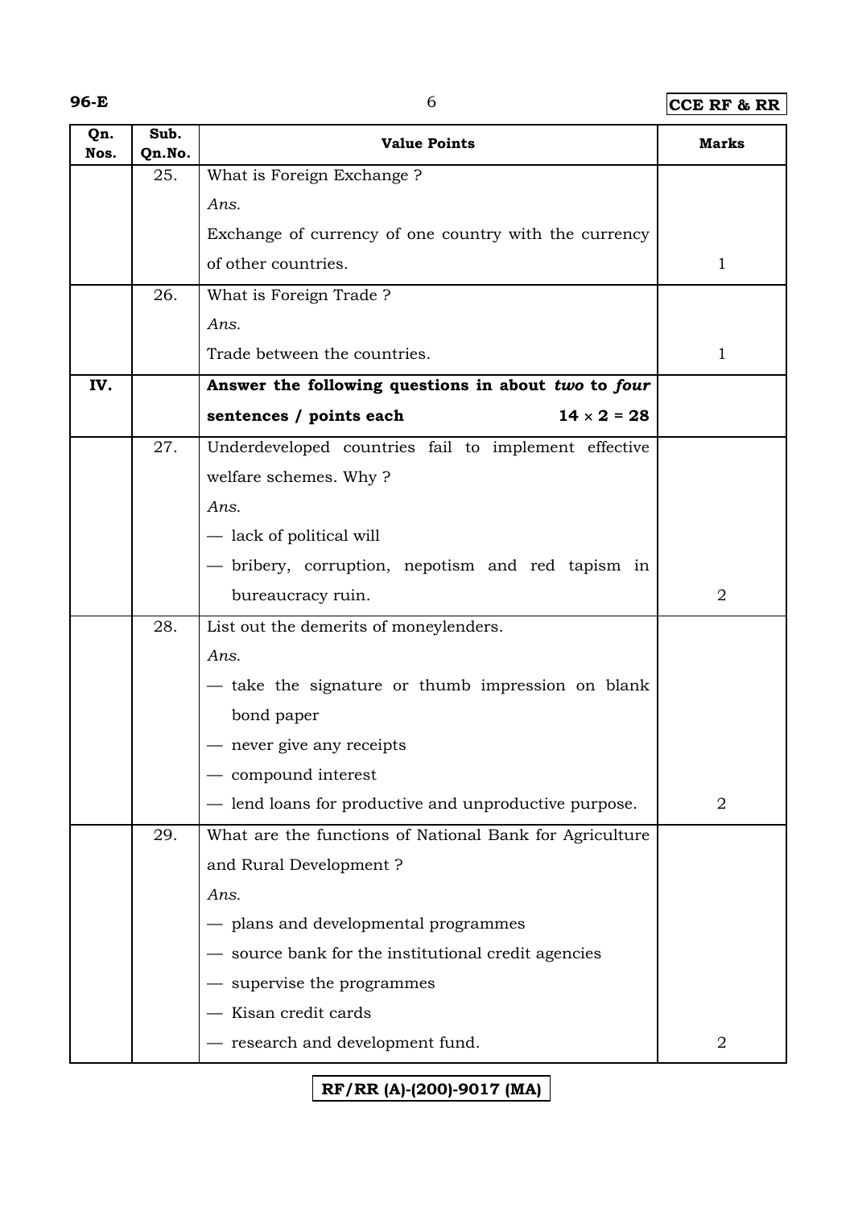| Qn. Nos. | Sub. Qn.No. | Value Points | Marks |
|---|---|---|---|
| | 25. | What is Foreign Exchange ?<br>*Ans.*<br>Exchange of currency of one country with the currency of other countries. | 1 |
| | 26. | What is Foreign Trade ?<br>*Ans.*<br>Trade between the countries. | 1 |
| **IV.** | | **Answer the following questions in about *two* to *four* sentences / points each** **$14 \times 2 = 28$** | |
| | 27. | Underdeveloped countries fail to implement effective welfare schemes. Why ?<br>*Ans.*<br>— lack of political will<br>— bribery, corruption, nepotism and red tapism in bureaucracy ruin. | 2 |
| | 28. | List out the demerits of moneylenders.<br>*Ans.*<br>— take the signature or thumb impression on blank bond paper<br>— never give any receipts<br>— compound interest<br>— lend loans for productive and unproductive purpose. | 2 |
| | 29. | What are the functions of National Bank for Agriculture and Rural Development ?<br>*Ans.*<br>— plans and developmental programmes<br>— source bank for the institutional credit agencies<br>— supervise the programmes<br>— Kisan credit cards<br>— research and development fund. | 2 |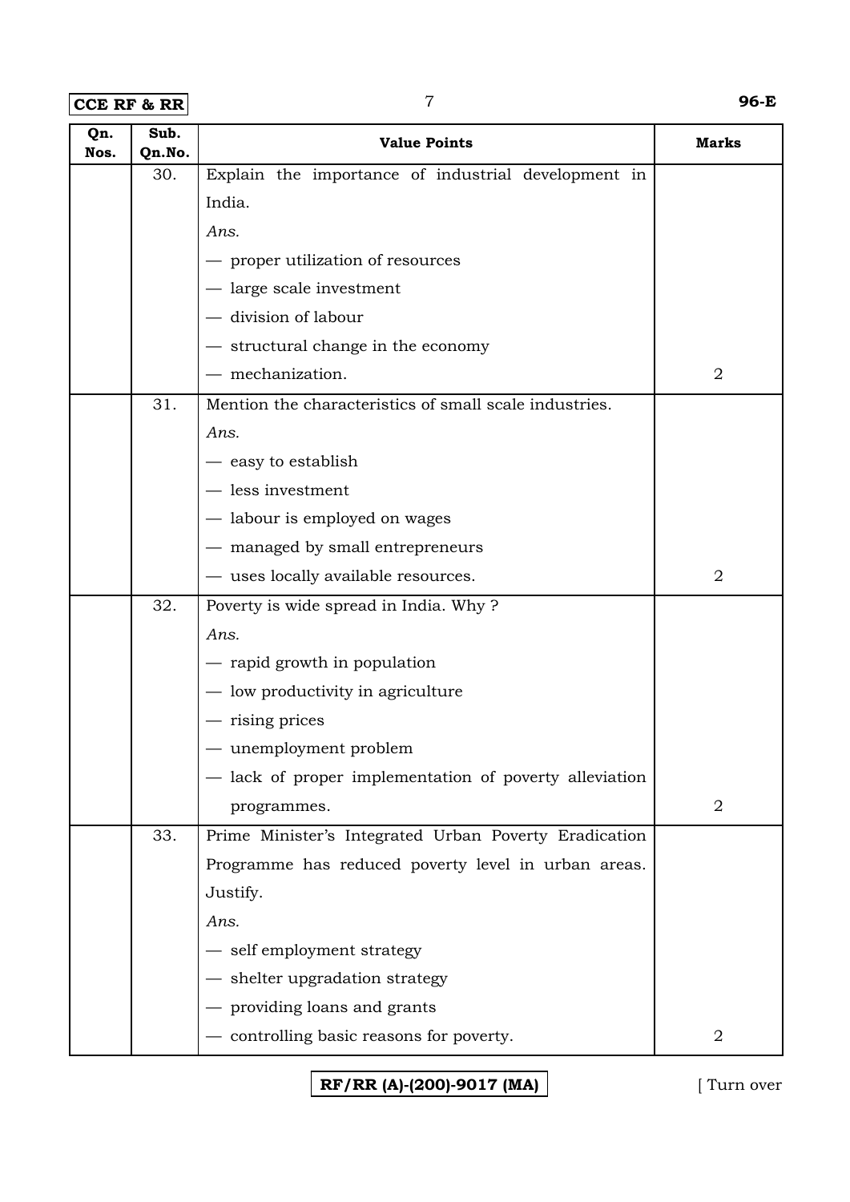| Qn. Nos. | Sub. Qn.No. | Value Points | Marks |
|---|---|---|---|
| | 30. | Explain the importance of industrial development in India.<br>*Ans.*<br>— proper utilization of resources<br>— large scale investment<br>— division of labour<br>— structural change in the economy<br>— mechanization. | 2 |
| | 31. | Mention the characteristics of small scale industries.<br>*Ans.*<br>— easy to establish<br>— less investment<br>— labour is employed on wages<br>— managed by small entrepreneurs<br>— uses locally available resources. | 2 |
| | 32. | Poverty is wide spread in India. Why ?<br>*Ans.*<br>— rapid growth in population<br>— low productivity in agriculture<br>— rising prices<br>— unemployment problem<br>— lack of proper implementation of poverty alleviation programmes. | 2 |
| | 33. | Prime Minister's Integrated Urban Poverty Eradication Programme has reduced poverty level in urban areas. Justify.<br>*Ans.*<br>— self employment strategy<br>— shelter upgradation strategy<br>— providing loans and grants<br>— controlling basic reasons for poverty. | 2 |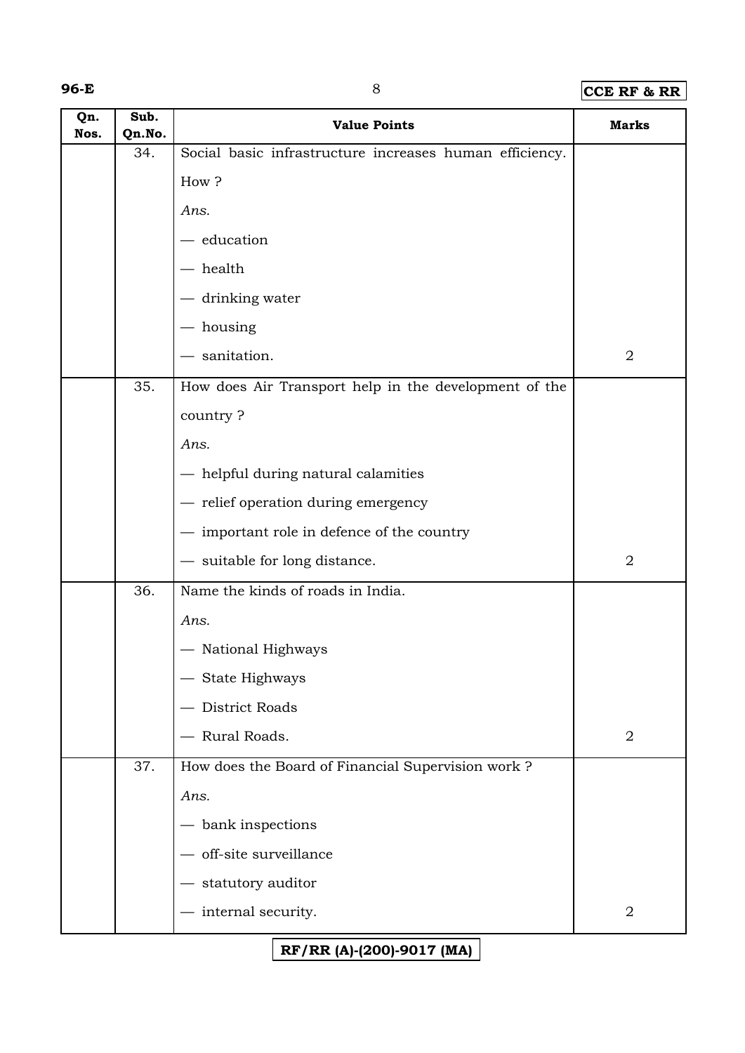| Qn. Nos. | Sub. Qn.No. | Value Points | Marks |
|---|---|---|---|
| | 34. | Social basic infrastructure increases human efficiency. How ?<br>*Ans.*<br>— education<br>— health<br>— drinking water<br>— housing<br>— sanitation. | 2 |
| | 35. | How does Air Transport help in the development of the country ?<br>*Ans.*<br>— helpful during natural calamities<br>— relief operation during emergency<br>— important role in defence of the country<br>— suitable for long distance. | 2 |
| | 36. | Name the kinds of roads in India.<br>*Ans.*<br>— National Highways<br>— State Highways<br>— District Roads<br>— Rural Roads. | 2 |
| | 37. | How does the Board of Financial Supervision work ?<br>*Ans.*<br>— bank inspections<br>— off-site surveillance<br>— statutory auditor<br>— internal security. | 2 |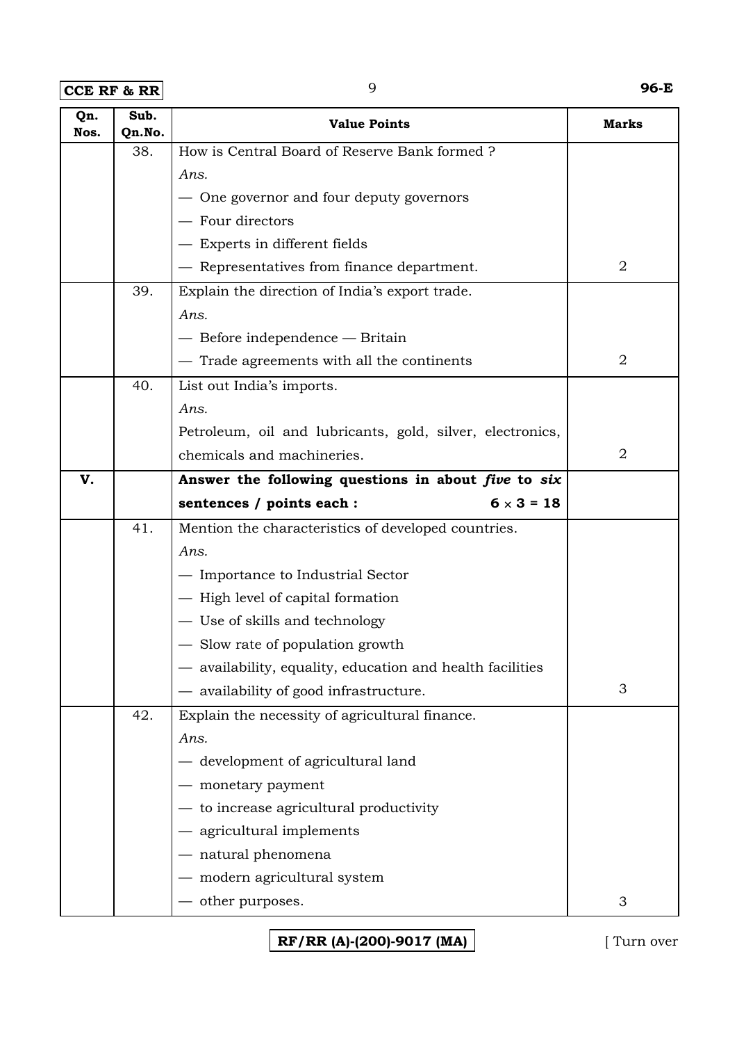| Qn. Nos. | Sub. Qn.No. | Value Points | Marks |
|---|---|---|---|
| | 38. | How is Central Board of Reserve Bank formed ?<br>*Ans.*<br>— One governor and four deputy governors<br>— Four directors<br>— Experts in different fields<br>— Representatives from finance department. | 2 |
| | 39. | Explain the direction of India's export trade.<br>*Ans.*<br>— Before independence — Britain<br>— Trade agreements with all the continents | 2 |
| | 40. | List out India's imports.<br>*Ans.*<br>Petroleum, oil and lubricants, gold, silver, electronics, chemicals and machineries. | 2 |
| **V.** | | **Answer the following questions in about *five* to *six* sentences / points each : $6 \times 3 = 18$** | |
| | 41. | Mention the characteristics of developed countries.<br>*Ans.*<br>— Importance to Industrial Sector<br>— High level of capital formation<br>— Use of skills and technology<br>— Slow rate of population growth<br>— availability, equality, education and health facilities<br>— availability of good infrastructure. | 3 |
| | 42. | Explain the necessity of agricultural finance.<br>*Ans.*<br>— development of agricultural land<br>— monetary payment<br>— to increase agricultural productivity<br>— agricultural implements<br>— natural phenomena<br>— modern agricultural system<br>— other purposes. | 3 |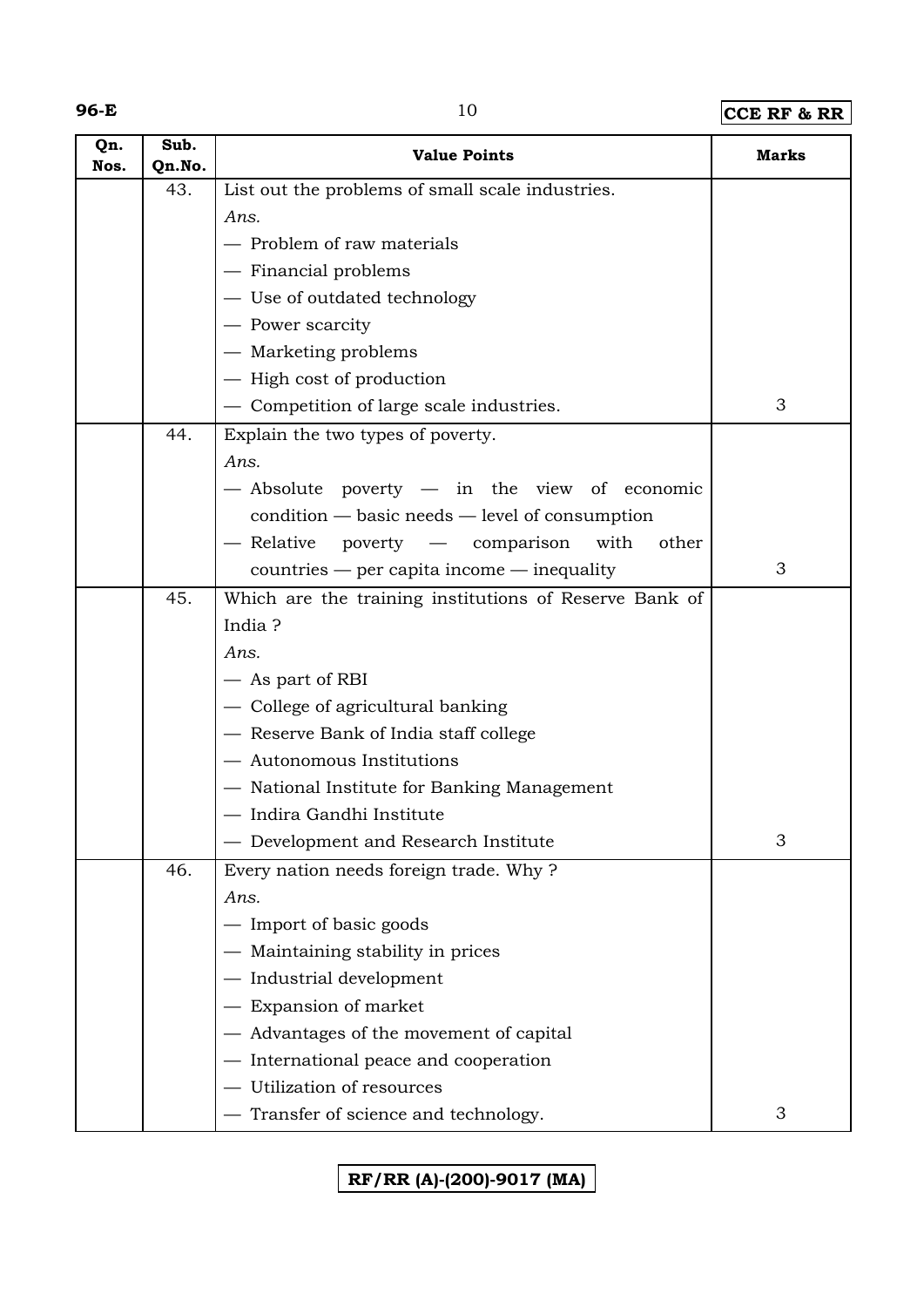| Qn. Nos. | Sub. Qn.No. | Value Points | Marks |
|---|---|---|---|
| | 43. | List out the problems of small scale industries.<br>*Ans.*<br>— Problem of raw materials<br>— Financial problems<br>— Use of outdated technology<br>— Power scarcity<br>— Marketing problems<br>— High cost of production<br>— Competition of large scale industries. | 3 |
| | 44. | Explain the two types of poverty.<br>*Ans.*<br>— Absolute poverty — in the view of economic condition — basic needs — level of consumption<br>— Relative poverty — comparison with other countries — per capita income — inequality | 3 |
| | 45. | Which are the training institutions of Reserve Bank of India ?<br>*Ans.*<br>— As part of RBI<br>— College of agricultural banking<br>— Reserve Bank of India staff college<br>— Autonomous Institutions<br>— National Institute for Banking Management<br>— Indira Gandhi Institute<br>— Development and Research Institute | 3 |
| | 46. | Every nation needs foreign trade. Why ?<br>*Ans.*<br>— Import of basic goods<br>— Maintaining stability in prices<br>— Industrial development<br>— Expansion of market<br>— Advantages of the movement of capital<br>— International peace and cooperation<br>— Utilization of resources<br>— Transfer of science and technology. | 3 |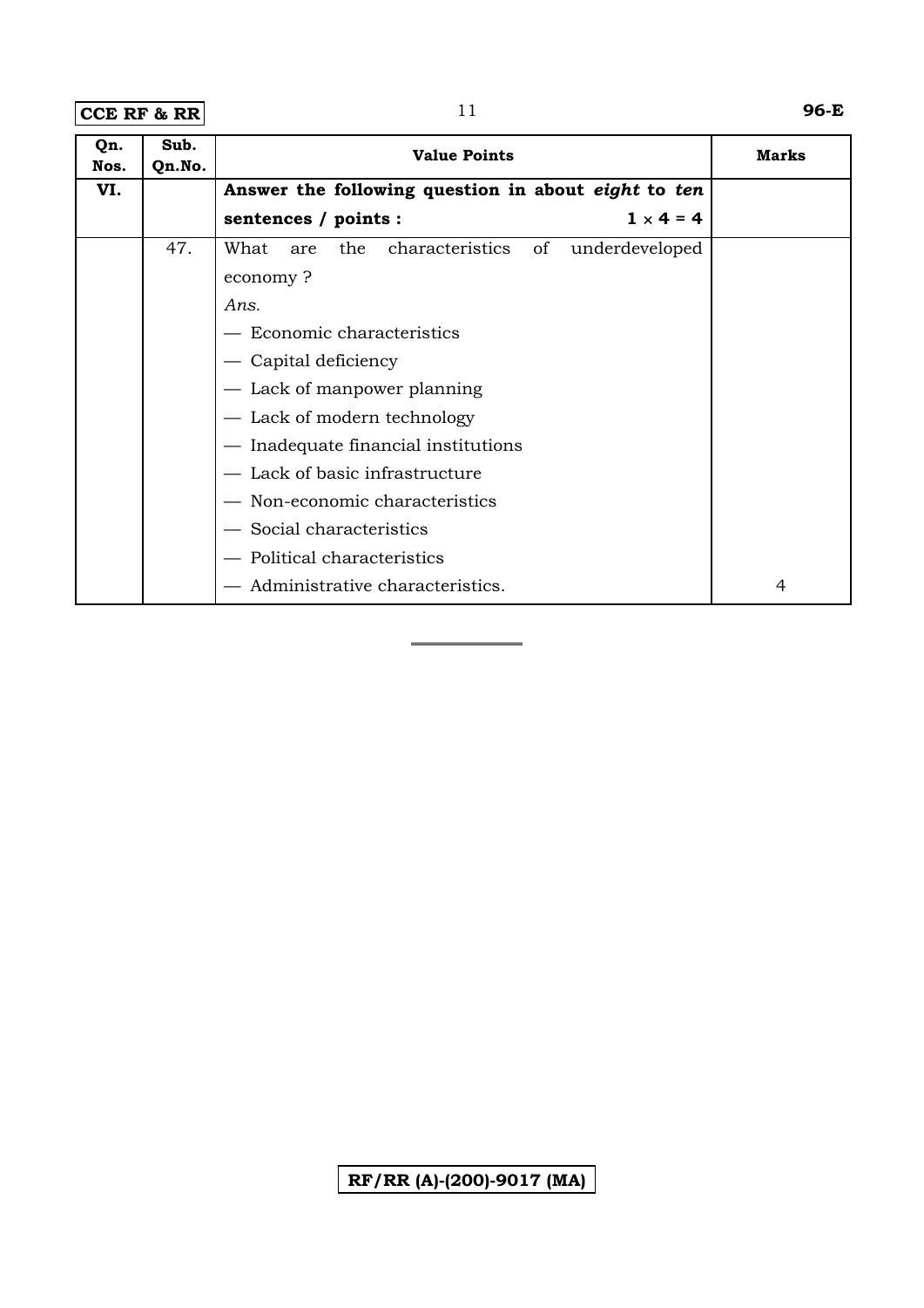| Qn. Nos. | Sub. Qn.No. | Value Points | Marks |
|---|---|---|---|
| VI. | | **Answer the following question in about *eight* to *ten* sentences / points : $1 \times 4 = 4$** | |
| | 47. | What are the characteristics of underdeveloped economy ?<br>*Ans.*<br>— Economic characteristics<br>— Capital deficiency<br>— Lack of manpower planning<br>— Lack of modern technology<br>— Inadequate financial institutions<br>— Lack of basic infrastructure<br>— Non-economic characteristics<br>— Social characteristics<br>— Political characteristics<br>— Administrative characteristics. | 4 |